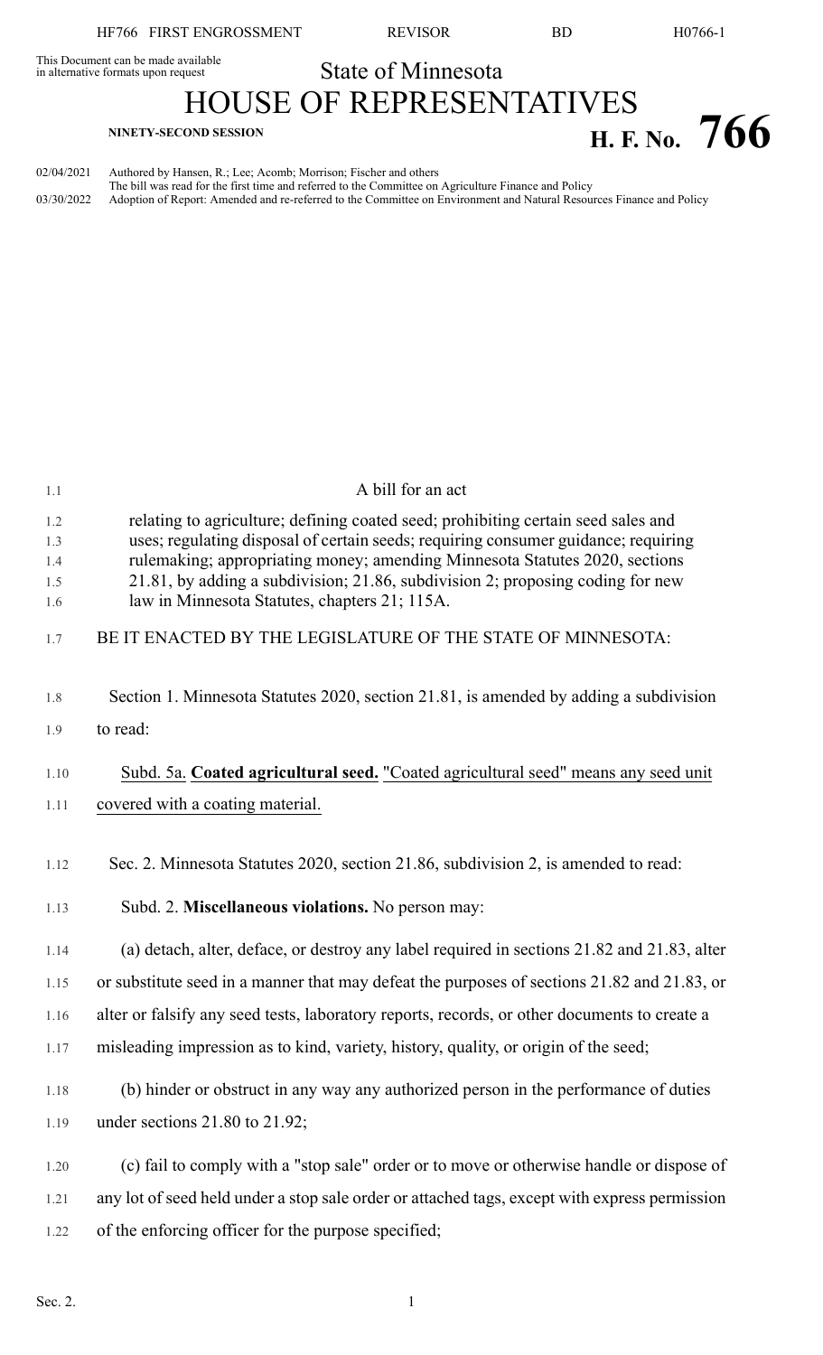This Document can be made available in alternative formats upon request

State of Minnesota

# HOUSE OF REPRESENTATIVES

**NINETY-SECOND SESSION**

# H. F. No. 766

02/04/2021 Authored by Hansen, R.; Lee; Acomb; Morrison; Fischer and others
The bill was read for the first time and referred to the Committee on Agriculture Finance and Policy

03/30/2022 Adoption of Report: Amended and re-referred to the Committee on Environment and Natural Resources Finance and Policy

A bill for an act

relating to agriculture; defining coated seed; prohibiting certain seed sales and uses; regulating disposal of certain seeds; requiring consumer guidance; requiring rulemaking; appropriating money; amending Minnesota Statutes 2020, sections 21.81, by adding a subdivision; 21.86, subdivision 2; proposing coding for new law in Minnesota Statutes, chapters 21; 115A.

BE IT ENACTED BY THE LEGISLATURE OF THE STATE OF MINNESOTA:

Section 1. Minnesota Statutes 2020, section 21.81, is amended by adding a subdivision to read:

Subd. 5a. **Coated agricultural seed.** "Coated agricultural seed" means any seed unit covered with a coating material.

Sec. 2. Minnesota Statutes 2020, section 21.86, subdivision 2, is amended to read:

Subd. 2. **Miscellaneous violations.** No person may:

(a) detach, alter, deface, or destroy any label required in sections 21.82 and 21.83, alter or substitute seed in a manner that may defeat the purposes of sections 21.82 and 21.83, or alter or falsify any seed tests, laboratory reports, records, or other documents to create a misleading impression as to kind, variety, history, quality, or origin of the seed;

(b) hinder or obstruct in any way any authorized person in the performance of duties under sections 21.80 to 21.92;

(c) fail to comply with a "stop sale" order or to move or otherwise handle or dispose of any lot of seed held under a stop sale order or attached tags, except with express permission of the enforcing officer for the purpose specified;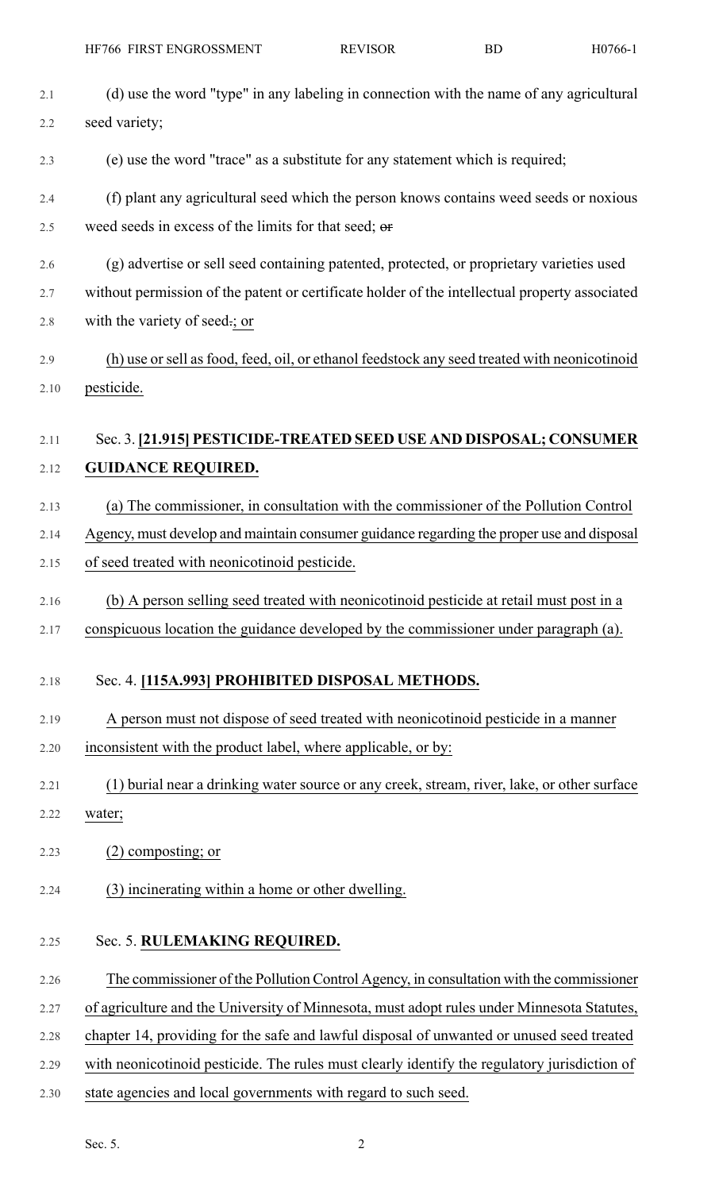(d) use the word "type" in any labeling in connection with the name of any agricultural seed variety;

(e) use the word "trace" as a substitute for any statement which is required;

(f) plant any agricultural seed which the person knows contains weed seeds or noxious weed seeds in excess of the limits for that seed; ~~or~~

(g) advertise or sell seed containing patented, protected, or proprietary varieties used without permission of the patent or certificate holder of the intellectual property associated with the variety of seed~~.~~; or

(h) use or sell as food, feed, oil, or ethanol feedstock any seed treated with neonicotinoid pesticide.

Sec. 3. **[21.915] PESTICIDE-TREATED SEED USE AND DISPOSAL; CONSUMER GUIDANCE REQUIRED.**

(a) The commissioner, in consultation with the commissioner of the Pollution Control Agency, must develop and maintain consumer guidance regarding the proper use and disposal of seed treated with neonicotinoid pesticide.

(b) A person selling seed treated with neonicotinoid pesticide at retail must post in a conspicuous location the guidance developed by the commissioner under paragraph (a).

Sec. 4. **[115A.993] PROHIBITED DISPOSAL METHODS.**

A person must not dispose of seed treated with neonicotinoid pesticide in a manner inconsistent with the product label, where applicable, or by:

(1) burial near a drinking water source or any creek, stream, river, lake, or other surface water;

(2) composting; or

(3) incinerating within a home or other dwelling.

Sec. 5. **RULEMAKING REQUIRED.**

The commissioner of the Pollution Control Agency, in consultation with the commissioner of agriculture and the University of Minnesota, must adopt rules under Minnesota Statutes, chapter 14, providing for the safe and lawful disposal of unwanted or unused seed treated with neonicotinoid pesticide. The rules must clearly identify the regulatory jurisdiction of state agencies and local governments with regard to such seed.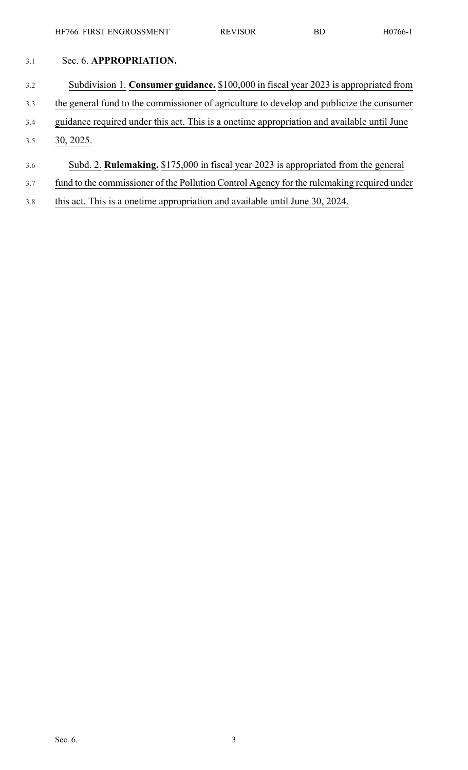Sec. 6. **APPROPRIATION.**

Subdivision 1. **Consumer guidance.** $100,000 in fiscal year 2023 is appropriated from the general fund to the commissioner of agriculture to develop and publicize the consumer guidance required under this act. This is a onetime appropriation and available until June 30, 2025.

Subd. 2. **Rulemaking.** $175,000 in fiscal year 2023 is appropriated from the general fund to the commissioner of the Pollution Control Agency for the rulemaking required under this act. This is a onetime appropriation and available until June 30, 2024.